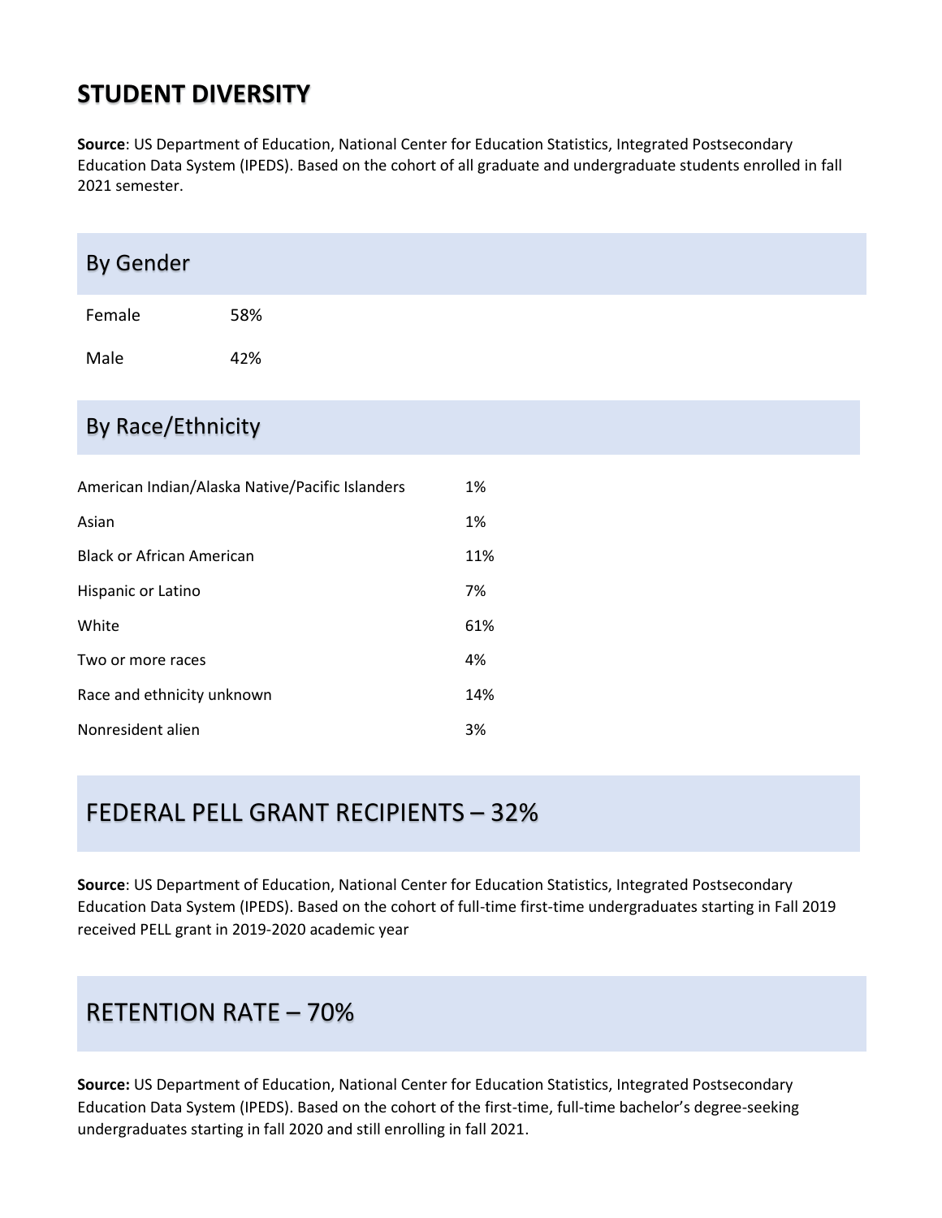# STUDENT DIVERSITY

**Source**: US Department of Education, National Center for Education Statistics, Integrated Postsecondary Education Data System (IPEDS). Based on the cohort of all graduate and undergraduate students enrolled in fall 2021 semester.

## By Gender

| | |
|---|---|
| Female | 58% |
| Male | 42% |

## By Race/Ethnicity

| | |
|---|---|
| American Indian/Alaska Native/Pacific Islanders | 1% |
| Asian | 1% |
| Black or African American | 11% |
| Hispanic or Latino | 7% |
| White | 61% |
| Two or more races | 4% |
| Race and ethnicity unknown | 14% |
| Nonresident alien | 3% |

## FEDERAL PELL GRANT RECIPIENTS – 32%

**Source**: US Department of Education, National Center for Education Statistics, Integrated Postsecondary Education Data System (IPEDS). Based on the cohort of full-time first-time undergraduates starting in Fall 2019 received PELL grant in 2019-2020 academic year

## RETENTION RATE – 70%

**Source:** US Department of Education, National Center for Education Statistics, Integrated Postsecondary Education Data System (IPEDS). Based on the cohort of the first-time, full-time bachelor's degree-seeking undergraduates starting in fall 2020 and still enrolling in fall 2021.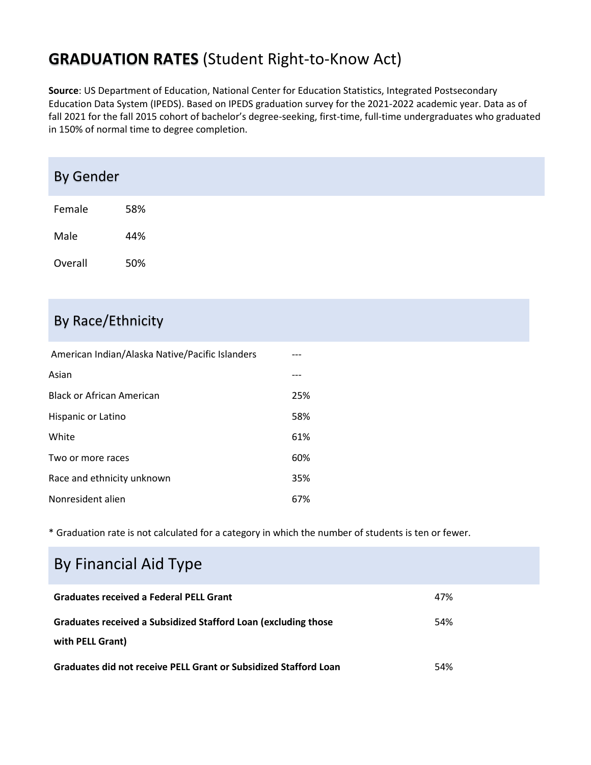# **GRADUATION RATES** (Student Right-to-Know Act)

**Source**: US Department of Education, National Center for Education Statistics, Integrated Postsecondary Education Data System (IPEDS). Based on IPEDS graduation survey for the 2021-2022 academic year. Data as of fall 2021 for the fall 2015 cohort of bachelor's degree-seeking, first-time, full-time undergraduates who graduated in 150% of normal time to degree completion.

## By Gender

| | |
|---|---|
| Female | 58% |
| Male | 44% |
| Overall | 50% |

## By Race/Ethnicity

| | |
|---|---|
| American Indian/Alaska Native/Pacific Islanders | --- |
| Asian | --- |
| Black or African American | 25% |
| Hispanic or Latino | 58% |
| White | 61% |
| Two or more races | 60% |
| Race and ethnicity unknown | 35% |
| Nonresident alien | 67% |

* Graduation rate is not calculated for a category in which the number of students is ten or fewer.

## By Financial Aid Type

| | |
|---|---|
| **Graduates received a Federal PELL Grant** | 47% |
| **Graduates received a Subsidized Stafford Loan (excluding those with PELL Grant)** | 54% |
| **Graduates did not receive PELL Grant or Subsidized Stafford Loan** | 54% |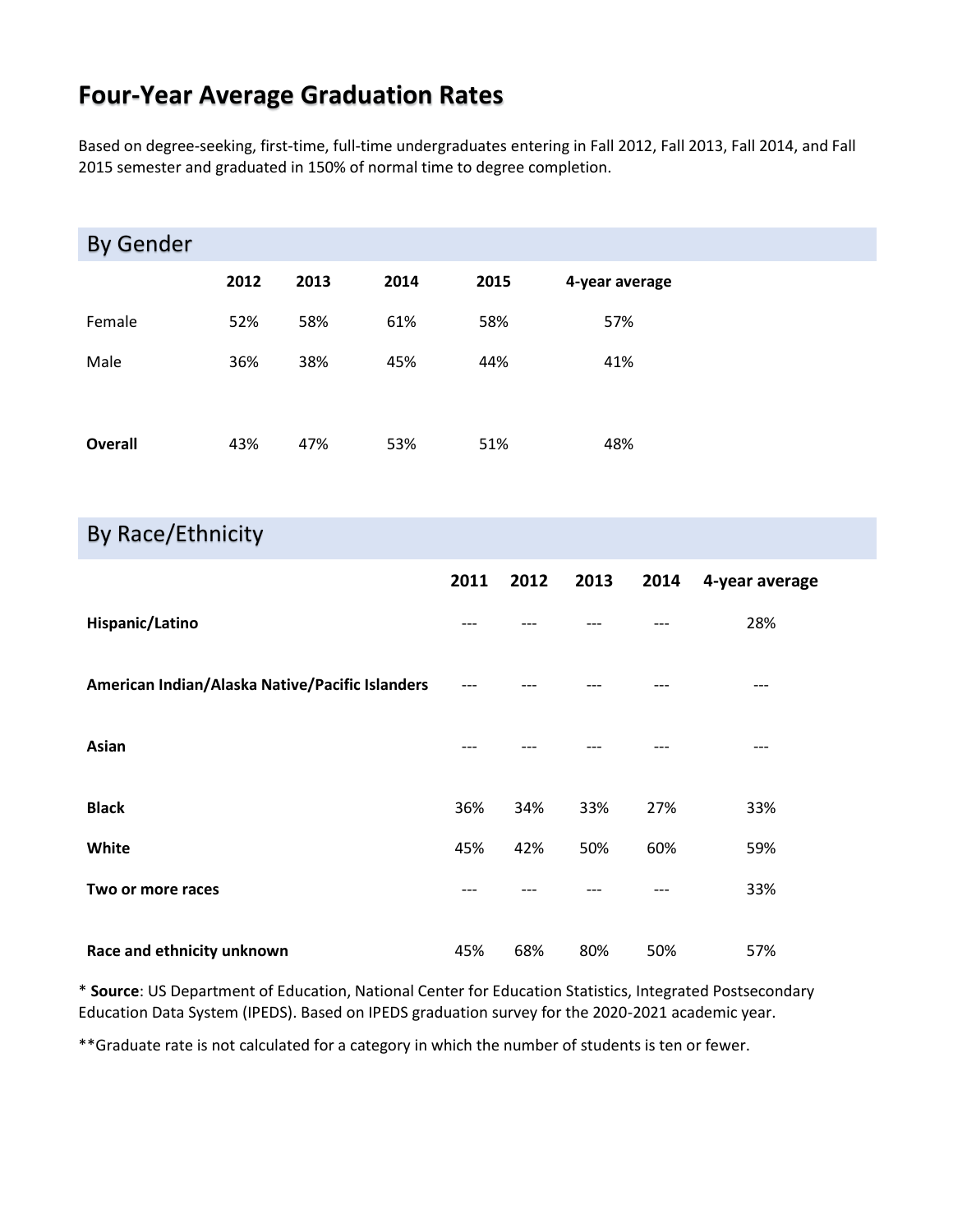# Four-Year Average Graduation Rates

Based on degree-seeking, first-time, full-time undergraduates entering in Fall 2012, Fall 2013, Fall 2014, and Fall 2015 semester and graduated in 150% of normal time to degree completion.

## By Gender

| | 2012 | 2013 | 2014 | 2015 | 4-year average |
|---|---|---|---|---|---|
| Female | 52% | 58% | 61% | 58% | 57% |
| Male | 36% | 38% | 45% | 44% | 41% |
| **Overall** | 43% | 47% | 53% | 51% | 48% |

## By Race/Ethnicity

| | 2011 | 2012 | 2013 | 2014 | 4-year average |
|---|---|---|---|---|---|
| **Hispanic/Latino** | --- | --- | --- | --- | 28% |
| **American Indian/Alaska Native/Pacific Islanders** | --- | --- | --- | --- | --- |
| **Asian** | --- | --- | --- | --- | --- |
| **Black** | 36% | 34% | 33% | 27% | 33% |
| **White** | 45% | 42% | 50% | 60% | 59% |
| **Two or more races** | --- | --- | --- | --- | 33% |
| **Race and ethnicity unknown** | 45% | 68% | 80% | 50% | 57% |

* **Source**: US Department of Education, National Center for Education Statistics, Integrated Postsecondary Education Data System (IPEDS). Based on IPEDS graduation survey for the 2020-2021 academic year.

**Graduate rate is not calculated for a category in which the number of students is ten or fewer.